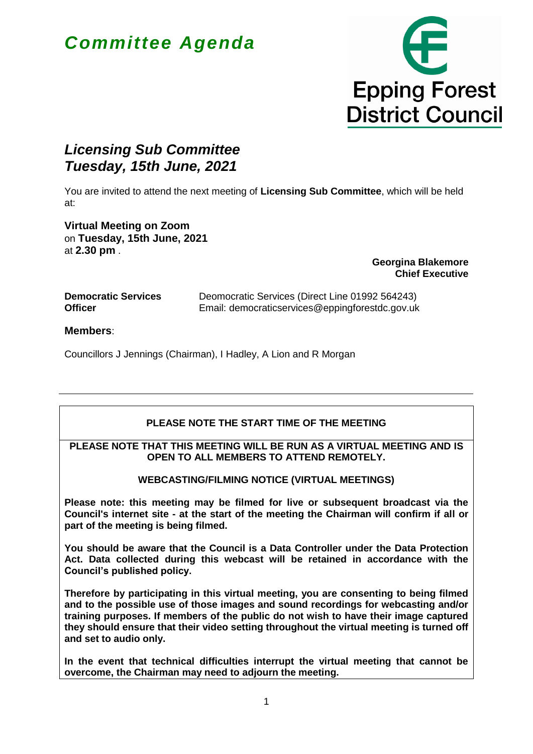# *Committee Agenda*

Epping Forest District Council

## *Licensing Sub Committee*
## *Tuesday, 15th June, 2021*

You are invited to attend the next meeting of **Licensing Sub Committee**, which will be held at:

**Virtual Meeting on Zoom**
on **Tuesday, 15th June, 2021**
at **2.30 pm** .

**Georgina Blakemore**
**Chief Executive**

| | |
|---|---|
| **Democratic Services Officer** | Deomocratic Services (Direct Line 01992 564243) Email: democraticservices@eppingforestdc.gov.uk |

**Members**:

Councillors J Jennings (Chairman), I Hadley, A Lion and R Morgan

---

**PLEASE NOTE THE START TIME OF THE MEETING**

**PLEASE NOTE THAT THIS MEETING WILL BE RUN AS A VIRTUAL MEETING AND IS OPEN TO ALL MEMBERS TO ATTEND REMOTELY.**

**WEBCASTING/FILMING NOTICE (VIRTUAL MEETINGS)**

**Please note: this meeting may be filmed for live or subsequent broadcast via the Council's internet site - at the start of the meeting the Chairman will confirm if all or part of the meeting is being filmed.**

**You should be aware that the Council is a Data Controller under the Data Protection Act. Data collected during this webcast will be retained in accordance with the Council's published policy.**

**Therefore by participating in this virtual meeting, you are consenting to being filmed and to the possible use of those images and sound recordings for webcasting and/or training purposes. If members of the public do not wish to have their image captured they should ensure that their video setting throughout the virtual meeting is turned off and set to audio only.**

**In the event that technical difficulties interrupt the virtual meeting that cannot be overcome, the Chairman may need to adjourn the meeting.**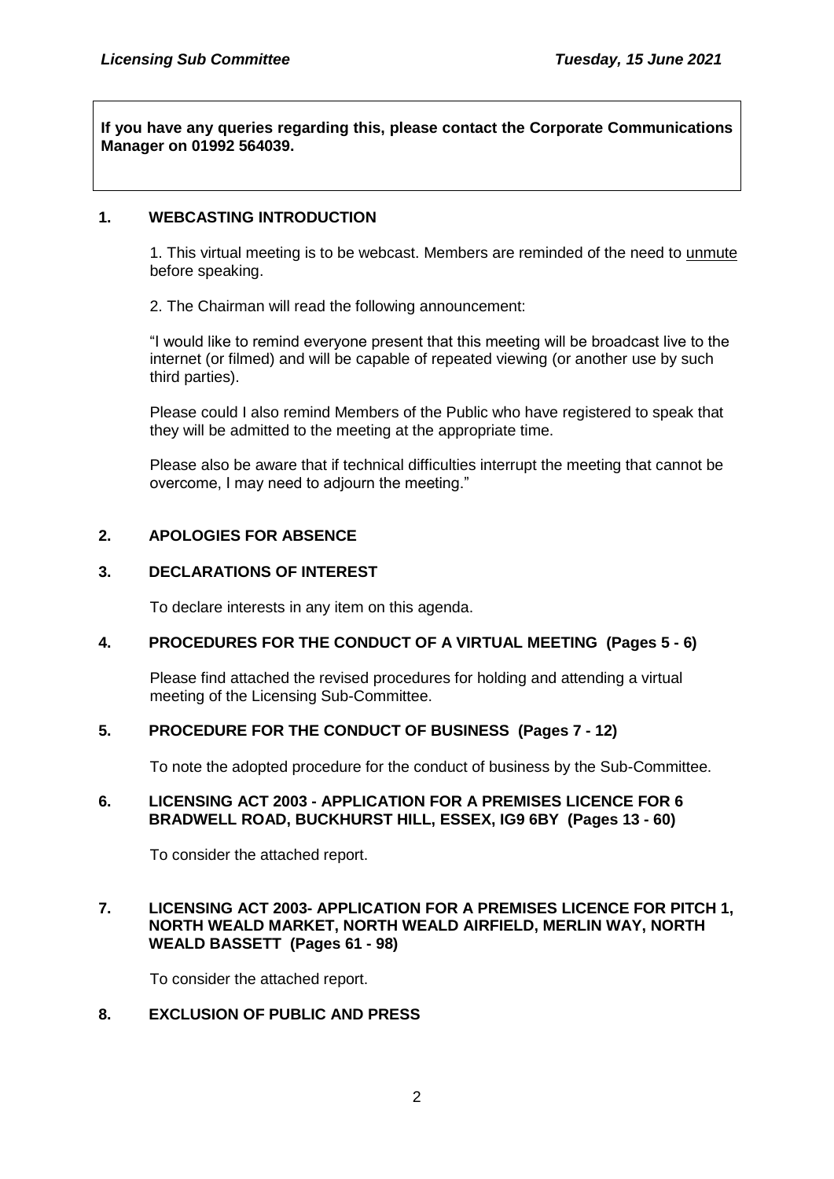**If you have any queries regarding this, please contact the Corporate Communications Manager on 01992 564039.**

## 1. WEBCASTING INTRODUCTION

1. This virtual meeting is to be webcast. Members are reminded of the need to unmute before speaking.

2. The Chairman will read the following announcement:

"I would like to remind everyone present that this meeting will be broadcast live to the internet (or filmed) and will be capable of repeated viewing (or another use by such third parties).

Please could I also remind Members of the Public who have registered to speak that they will be admitted to the meeting at the appropriate time.

Please also be aware that if technical difficulties interrupt the meeting that cannot be overcome, I may need to adjourn the meeting."

## 2. APOLOGIES FOR ABSENCE

## 3. DECLARATIONS OF INTEREST

To declare interests in any item on this agenda.

## 4. PROCEDURES FOR THE CONDUCT OF A VIRTUAL MEETING (Pages 5 - 6)

Please find attached the revised procedures for holding and attending a virtual meeting of the Licensing Sub-Committee.

## 5. PROCEDURE FOR THE CONDUCT OF BUSINESS (Pages 7 - 12)

To note the adopted procedure for the conduct of business by the Sub-Committee.

## 6. LICENSING ACT 2003 - APPLICATION FOR A PREMISES LICENCE FOR 6 BRADWELL ROAD, BUCKHURST HILL, ESSEX, IG9 6BY (Pages 13 - 60)

To consider the attached report.

## 7. LICENSING ACT 2003- APPLICATION FOR A PREMISES LICENCE FOR PITCH 1, NORTH WEALD MARKET, NORTH WEALD AIRFIELD, MERLIN WAY, NORTH WEALD BASSETT (Pages 61 - 98)

To consider the attached report.

## 8. EXCLUSION OF PUBLIC AND PRESS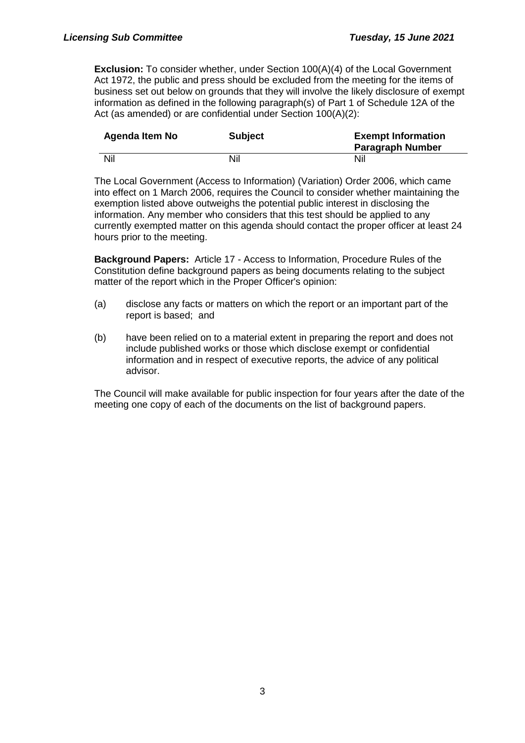**Exclusion:** To consider whether, under Section 100(A)(4) of the Local Government Act 1972, the public and press should be excluded from the meeting for the items of business set out below on grounds that they will involve the likely disclosure of exempt information as defined in the following paragraph(s) of Part 1 of Schedule 12A of the Act (as amended) or are confidential under Section 100(A)(2):

| Agenda Item No | Subject | Exempt Information Paragraph Number |
|---|---|---|
| Nil | Nil | Nil |

The Local Government (Access to Information) (Variation) Order 2006, which came into effect on 1 March 2006, requires the Council to consider whether maintaining the exemption listed above outweighs the potential public interest in disclosing the information. Any member who considers that this test should be applied to any currently exempted matter on this agenda should contact the proper officer at least 24 hours prior to the meeting.

**Background Papers:** Article 17 - Access to Information, Procedure Rules of the Constitution define background papers as being documents relating to the subject matter of the report which in the Proper Officer's opinion:

(a) disclose any facts or matters on which the report or an important part of the report is based; and

(b) have been relied on to a material extent in preparing the report and does not include published works or those which disclose exempt or confidential information and in respect of executive reports, the advice of any political advisor.

The Council will make available for public inspection for four years after the date of the meeting one copy of each of the documents on the list of background papers.